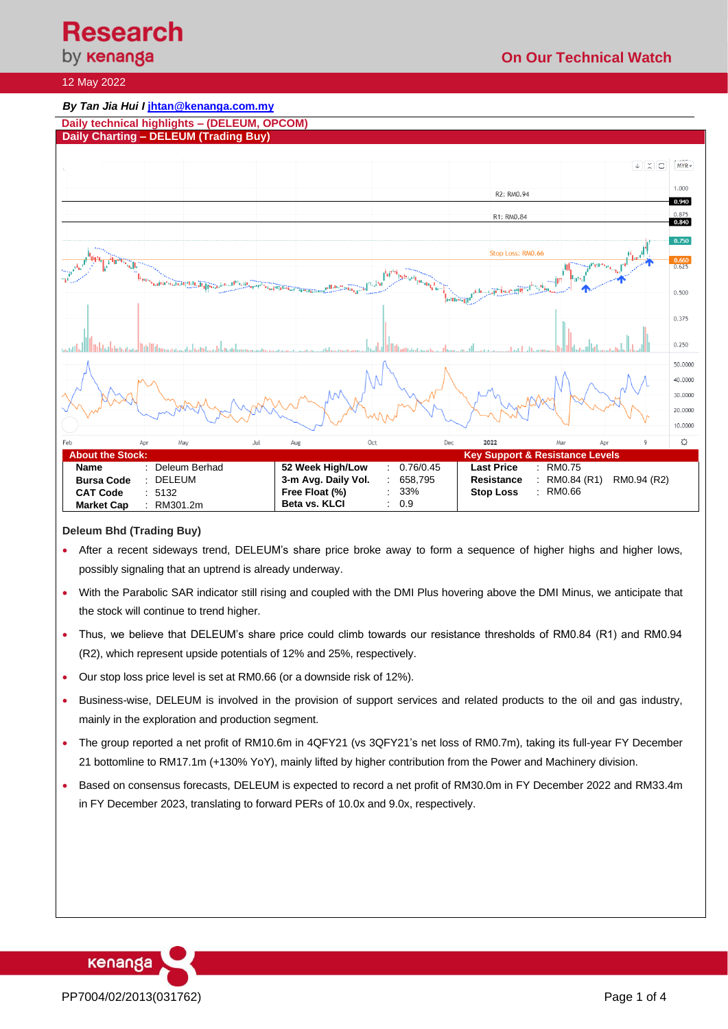**Research by kenanga** — On Our Technical Watch

12 May 2022

***By Tan Jia Hui l jhtan@kenanga.com.my***

**Daily technical highlights – (DELEUM, OPCOM)**

**Daily Charting – DELEUM (Trading Buy)**

| About the Stock: | | | | | | Key Support & Resistance Levels | | |
|---|---|---|---|---|---|---|---|---|
| **Name** | : | Deleum Berhad | **52 Week High/Low** | : | 0.76/0.45 | **Last Price** | : | RM0.75 |
| **Bursa Code** | : | DELEUM | **3-m Avg. Daily Vol.** | : | 658,795 | **Resistance** | : | RM0.84 (R1) RM0.94 (R2) |
| **CAT Code** | : | 5132 | **Free Float (%)** | : | 33% | **Stop Loss** | : | RM0.66 |
| **Market Cap** | : | RM301.2m | **Beta vs. KLCI** | : | 0.9 | | | |

**Deleum Bhd (Trading Buy)**

- After a recent sideways trend, DELEUM's share price broke away to form a sequence of higher highs and higher lows, possibly signaling that an uptrend is already underway.
- With the Parabolic SAR indicator still rising and coupled with the DMI Plus hovering above the DMI Minus, we anticipate that the stock will continue to trend higher.
- Thus, we believe that DELEUM's share price could climb towards our resistance thresholds of RM0.84 (R1) and RM0.94 (R2), which represent upside potentials of 12% and 25%, respectively.
- Our stop loss price level is set at RM0.66 (or a downside risk of 12%).
- Business-wise, DELEUM is involved in the provision of support services and related products to the oil and gas industry, mainly in the exploration and production segment.
- The group reported a net profit of RM10.6m in 4QFY21 (vs 3QFY21's net loss of RM0.7m), taking its full-year FY December 21 bottomline to RM17.1m (+130% YoY), mainly lifted by higher contribution from the Power and Machinery division.
- Based on consensus forecasts, DELEUM is expected to record a net profit of RM30.0m in FY December 2022 and RM33.4m in FY December 2023, translating to forward PERs of 10.0x and 9.0x, respectively.

PP7004/02/2013(031762)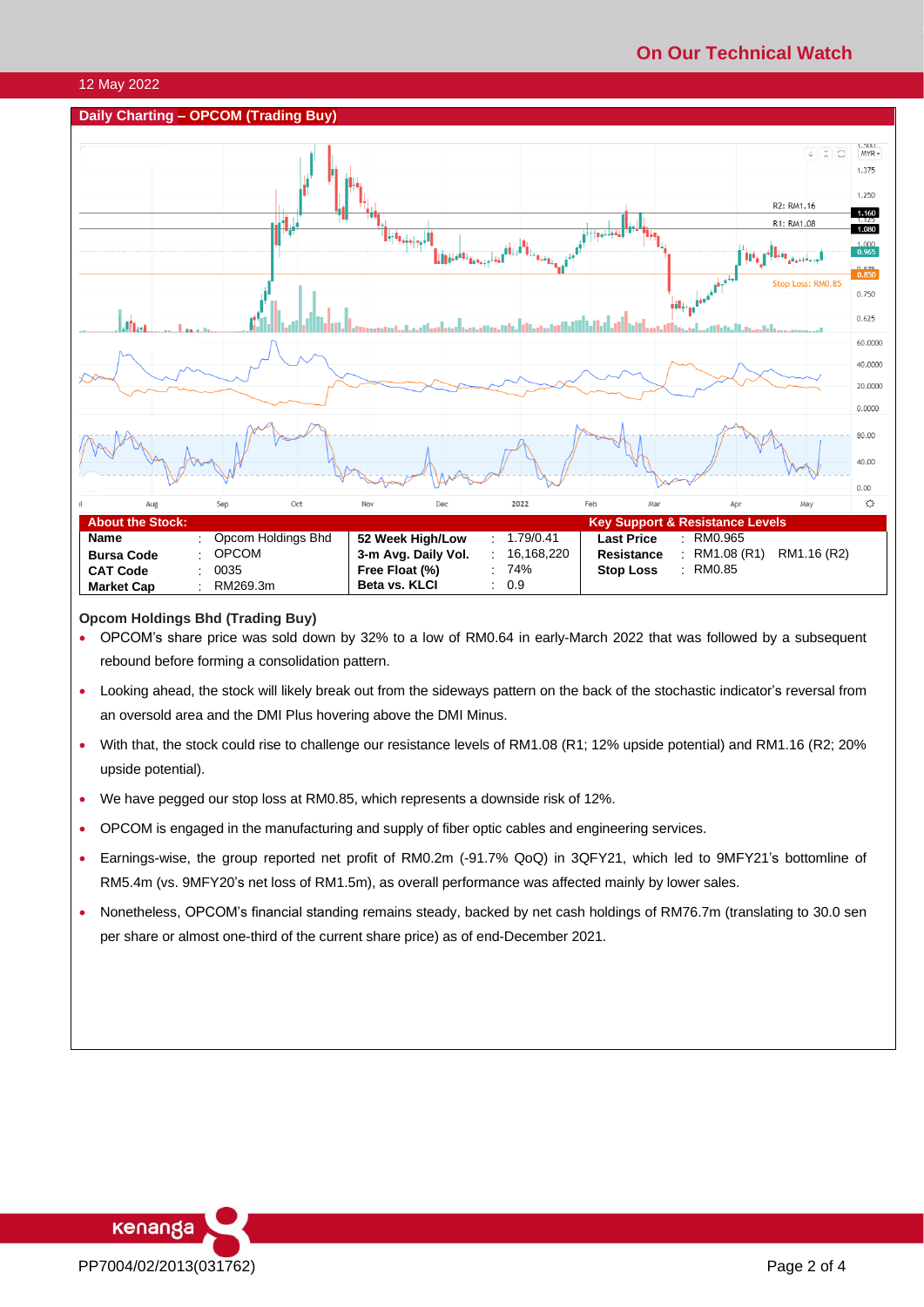12 May 2022

## Daily Charting – OPCOM (Trading Buy)

| About the Stock: | | | | | | Key Support & Resistance Levels | | |
|---|---|---|---|---|---|---|---|---|
| **Name** | : | Opcom Holdings Bhd | **52 Week High/Low** | : | 1.79/0.41 | **Last Price** | : | RM0.965 |
| **Bursa Code** | : | OPCOM | **3-m Avg. Daily Vol.** | : | 16,168,220 | **Resistance** | : | RM1.08 (R1) RM1.16 (R2) |
| **CAT Code** | : | 0035 | **Free Float (%)** | : | 74% | **Stop Loss** | : | RM0.85 |
| **Market Cap** | : | RM269.3m | **Beta vs. KLCI** | : | 0.9 | | | |

**Opcom Holdings Bhd (Trading Buy)**

- OPCOM's share price was sold down by 32% to a low of RM0.64 in early-March 2022 that was followed by a subsequent rebound before forming a consolidation pattern.
- Looking ahead, the stock will likely break out from the sideways pattern on the back of the stochastic indicator's reversal from an oversold area and the DMI Plus hovering above the DMI Minus.
- With that, the stock could rise to challenge our resistance levels of RM1.08 (R1; 12% upside potential) and RM1.16 (R2; 20% upside potential).
- We have pegged our stop loss at RM0.85, which represents a downside risk of 12%.
- OPCOM is engaged in the manufacturing and supply of fiber optic cables and engineering services.
- Earnings-wise, the group reported net profit of RM0.2m (-91.7% QoQ) in 3QFY21, which led to 9MFY21's bottomline of RM5.4m (vs. 9MFY20's net loss of RM1.5m), as overall performance was affected mainly by lower sales.
- Nonetheless, OPCOM's financial standing remains steady, backed by net cash holdings of RM76.7m (translating to 30.0 sen per share or almost one-third of the current share price) as of end-December 2021.

PP7004/02/2013(031762)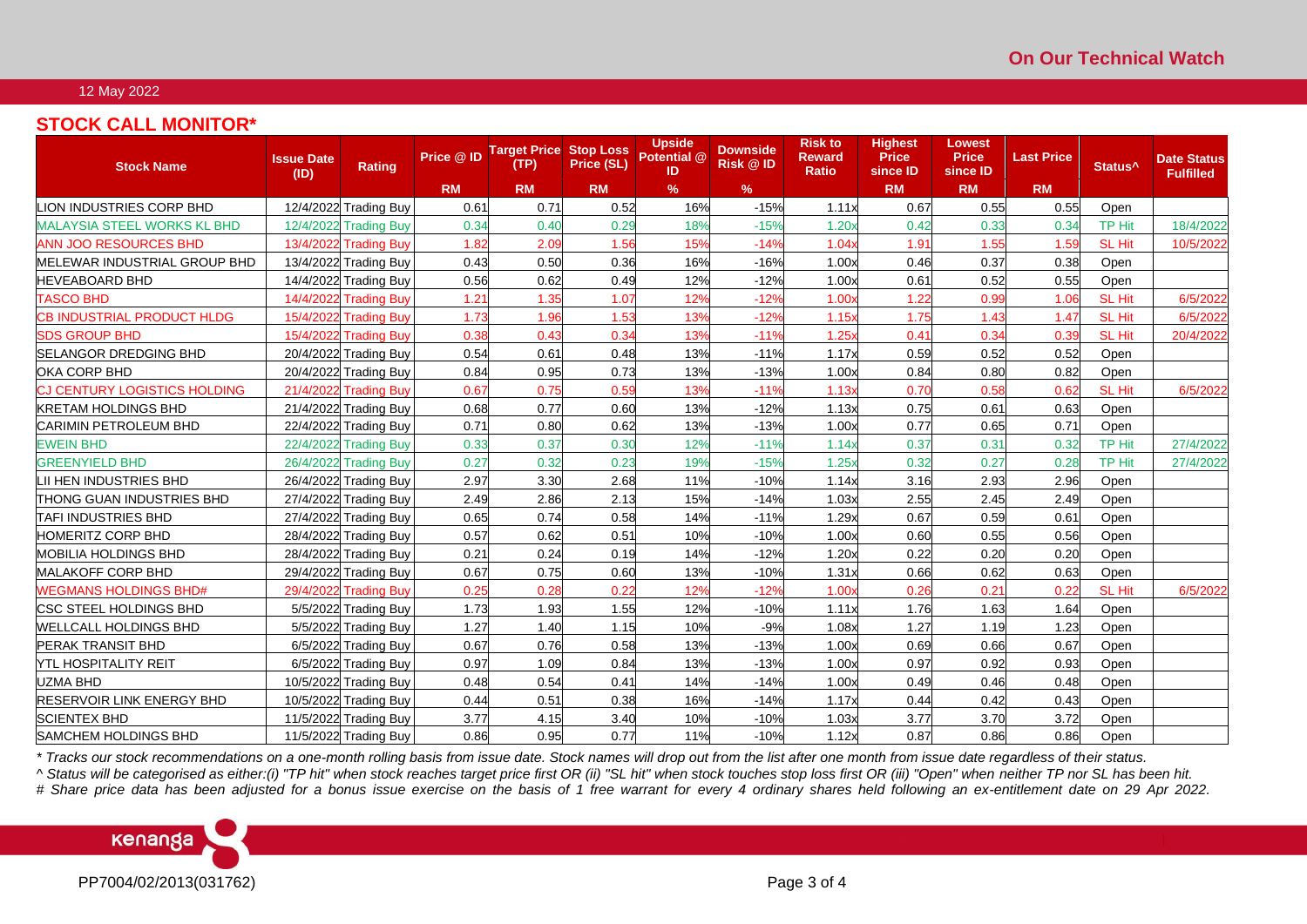On Our Technical Watch

12 May 2022

## STOCK CALL MONITOR*

| Stock Name | Issue Date (ID) | Rating | Price @ ID | Target Price (TP) | Stop Loss Price (SL) | Upside Potential @ ID | Downside Risk @ ID | Risk to Reward Ratio | Highest Price since ID | Lowest Price since ID | Last Price | Status^ | Date Status Fulfilled |
|---|---|---|---|---|---|---|---|---|---|---|---|---|---|
| | | | RM | RM | RM | % | % | | RM | RM | RM | | |
| LION INDUSTRIES CORP BHD | 12/4/2022 | Trading Buy | 0.61 | 0.71 | 0.52 | 16% | -15% | 1.11x | 0.67 | 0.55 | 0.55 | Open | |
| MALAYSIA STEEL WORKS KL BHD | 12/4/2022 | Trading Buy | 0.34 | 0.40 | 0.29 | 18% | -15% | 1.20x | 0.42 | 0.33 | 0.34 | TP Hit | 18/4/2022 |
| ANN JOO RESOURCES BHD | 13/4/2022 | Trading Buy | 1.82 | 2.09 | 1.56 | 15% | -14% | 1.04x | 1.91 | 1.55 | 1.59 | SL Hit | 10/5/2022 |
| MELEWAR INDUSTRIAL GROUP BHD | 13/4/2022 | Trading Buy | 0.43 | 0.50 | 0.36 | 16% | -16% | 1.00x | 0.46 | 0.37 | 0.38 | Open | |
| HEVEABOARD BHD | 14/4/2022 | Trading Buy | 0.56 | 0.62 | 0.49 | 12% | -12% | 1.00x | 0.61 | 0.52 | 0.55 | Open | |
| TASCO BHD | 14/4/2022 | Trading Buy | 1.21 | 1.35 | 1.07 | 12% | -12% | 1.00x | 1.22 | 0.99 | 1.06 | SL Hit | 6/5/2022 |
| CB INDUSTRIAL PRODUCT HLDG | 15/4/2022 | Trading Buy | 1.73 | 1.96 | 1.53 | 13% | -12% | 1.15x | 1.75 | 1.43 | 1.47 | SL Hit | 6/5/2022 |
| SDS GROUP BHD | 15/4/2022 | Trading Buy | 0.38 | 0.43 | 0.34 | 13% | -11% | 1.25x | 0.41 | 0.34 | 0.39 | SL Hit | 20/4/2022 |
| SELANGOR DREDGING BHD | 20/4/2022 | Trading Buy | 0.54 | 0.61 | 0.48 | 13% | -11% | 1.17x | 0.59 | 0.52 | 0.52 | Open | |
| OKA CORP BHD | 20/4/2022 | Trading Buy | 0.84 | 0.95 | 0.73 | 13% | -13% | 1.00x | 0.84 | 0.80 | 0.82 | Open | |
| CJ CENTURY LOGISTICS HOLDING | 21/4/2022 | Trading Buy | 0.67 | 0.75 | 0.59 | 13% | -11% | 1.13x | 0.70 | 0.58 | 0.62 | SL Hit | 6/5/2022 |
| KRETAM HOLDINGS BHD | 21/4/2022 | Trading Buy | 0.68 | 0.77 | 0.60 | 13% | -12% | 1.13x | 0.75 | 0.61 | 0.63 | Open | |
| CARIMIN PETROLEUM BHD | 22/4/2022 | Trading Buy | 0.71 | 0.80 | 0.62 | 13% | -13% | 1.00x | 0.77 | 0.65 | 0.71 | Open | |
| EWEIN BHD | 22/4/2022 | Trading Buy | 0.33 | 0.37 | 0.30 | 12% | -11% | 1.14x | 0.37 | 0.31 | 0.32 | TP Hit | 27/4/2022 |
| GREENYIELD BHD | 26/4/2022 | Trading Buy | 0.27 | 0.32 | 0.23 | 19% | -15% | 1.25x | 0.32 | 0.27 | 0.28 | TP Hit | 27/4/2022 |
| LII HEN INDUSTRIES BHD | 26/4/2022 | Trading Buy | 2.97 | 3.30 | 2.68 | 11% | -10% | 1.14x | 3.16 | 2.93 | 2.96 | Open | |
| THONG GUAN INDUSTRIES BHD | 27/4/2022 | Trading Buy | 2.49 | 2.86 | 2.13 | 15% | -14% | 1.03x | 2.55 | 2.45 | 2.49 | Open | |
| TAFI INDUSTRIES BHD | 27/4/2022 | Trading Buy | 0.65 | 0.74 | 0.58 | 14% | -11% | 1.29x | 0.67 | 0.59 | 0.61 | Open | |
| HOMERITZ CORP BHD | 28/4/2022 | Trading Buy | 0.57 | 0.62 | 0.51 | 10% | -10% | 1.00x | 0.60 | 0.55 | 0.56 | Open | |
| MOBILIA HOLDINGS BHD | 28/4/2022 | Trading Buy | 0.21 | 0.24 | 0.19 | 14% | -12% | 1.20x | 0.22 | 0.20 | 0.20 | Open | |
| MALAKOFF CORP BHD | 29/4/2022 | Trading Buy | 0.67 | 0.75 | 0.60 | 13% | -10% | 1.31x | 0.66 | 0.62 | 0.63 | Open | |
| WEGMANS HOLDINGS BHD# | 29/4/2022 | Trading Buy | 0.25 | 0.28 | 0.22 | 12% | -12% | 1.00x | 0.26 | 0.21 | 0.22 | SL Hit | 6/5/2022 |
| CSC STEEL HOLDINGS BHD | 5/5/2022 | Trading Buy | 1.73 | 1.93 | 1.55 | 12% | -10% | 1.11x | 1.76 | 1.63 | 1.64 | Open | |
| WELLCALL HOLDINGS BHD | 5/5/2022 | Trading Buy | 1.27 | 1.40 | 1.15 | 10% | -9% | 1.08x | 1.27 | 1.19 | 1.23 | Open | |
| PERAK TRANSIT BHD | 6/5/2022 | Trading Buy | 0.67 | 0.76 | 0.58 | 13% | -13% | 1.00x | 0.69 | 0.66 | 0.67 | Open | |
| YTL HOSPITALITY REIT | 6/5/2022 | Trading Buy | 0.97 | 1.09 | 0.84 | 13% | -13% | 1.00x | 0.97 | 0.92 | 0.93 | Open | |
| UZMA BHD | 10/5/2022 | Trading Buy | 0.48 | 0.54 | 0.41 | 14% | -14% | 1.00x | 0.49 | 0.46 | 0.48 | Open | |
| RESERVOIR LINK ENERGY BHD | 10/5/2022 | Trading Buy | 0.44 | 0.51 | 0.38 | 16% | -14% | 1.17x | 0.44 | 0.42 | 0.43 | Open | |
| SCIENTEX BHD | 11/5/2022 | Trading Buy | 3.77 | 4.15 | 3.40 | 10% | -10% | 1.03x | 3.77 | 3.70 | 3.72 | Open | |
| SAMCHEM HOLDINGS BHD | 11/5/2022 | Trading Buy | 0.86 | 0.95 | 0.77 | 11% | -10% | 1.12x | 0.87 | 0.86 | 0.86 | Open | |

*\* Tracks our stock recommendations on a one-month rolling basis from issue date. Stock names will drop out from the list after one month from issue date regardless of their status.*

*^ Status will be categorised as either:(i) "TP hit" when stock reaches target price first OR (ii) "SL hit" when stock touches stop loss first OR (iii) "Open" when neither TP nor SL has been hit.*

*# Share price data has been adjusted for a bonus issue exercise on the basis of 1 free warrant for every 4 ordinary shares held following an ex-entitlement date on 29 Apr 2022.*

PP7004/02/2013(031762)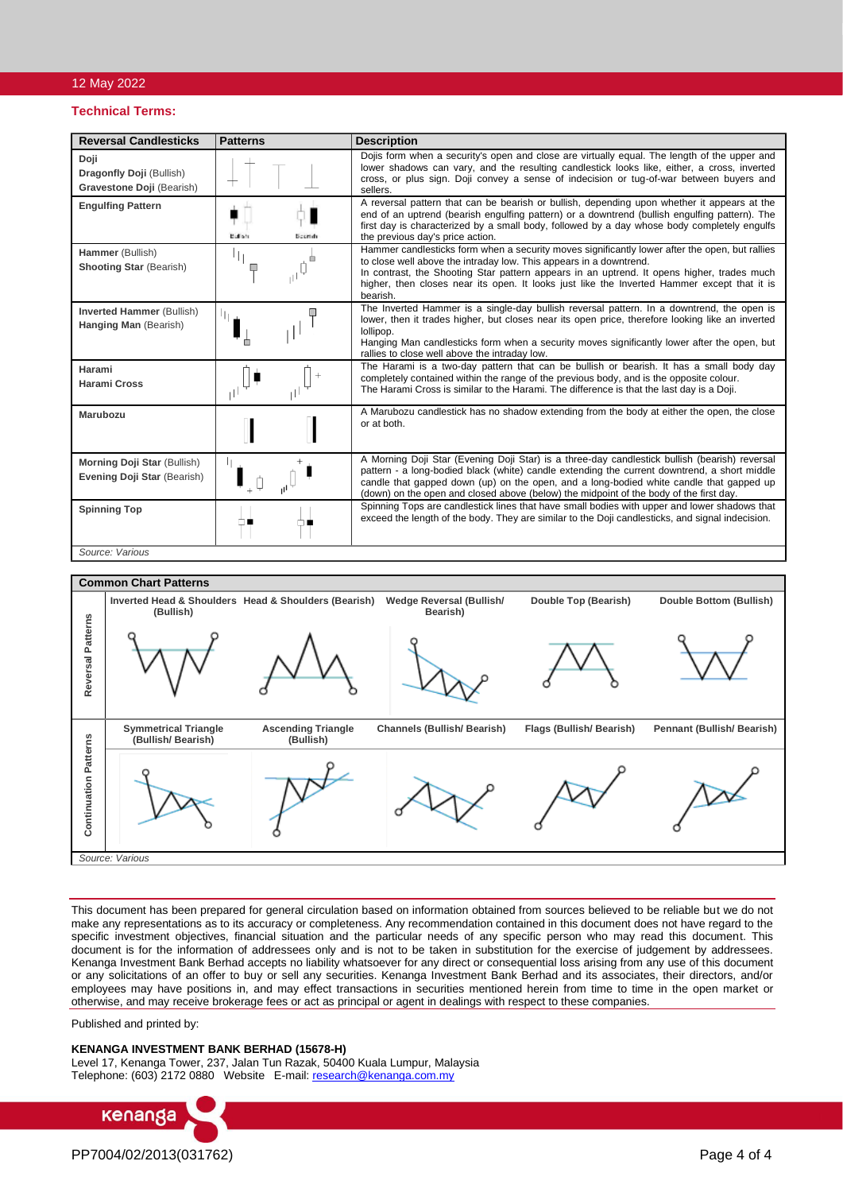12 May 2022

## Technical Terms:

| Reversal Candlesticks | Patterns | Description |
|---|---|---|
| **Doji**<br>**Dragonfly Doji** (Bullish)<br>**Gravestone Doji** (Bearish) | | Dojis form when a security's open and close are virtually equal. The length of the upper and lower shadows can vary, and the resulting candlestick looks like, either, a cross, inverted cross, or plus sign. Doji convey a sense of indecision or tug-of-war between buyers and sellers. |
| **Engulfing Pattern** | Bullish Bearish | A reversal pattern that can be bearish or bullish, depending upon whether it appears at the end of an uptrend (bearish engulfing pattern) or a downtrend (bullish engulfing pattern). The first day is characterized by a small body, followed by a day whose body completely engulfs the previous day's price action. |
| **Hammer** (Bullish)<br>**Shooting Star** (Bearish) | | Hammer candlesticks form when a security moves significantly lower after the open, but rallies to close well above the intraday low. This appears in a downtrend.<br>In contrast, the Shooting Star pattern appears in an uptrend. It opens higher, trades much higher, then closes near its open. It looks just like the Inverted Hammer except that it is bearish. |
| **Inverted Hammer** (Bullish)<br>**Hanging Man** (Bearish) | | The Inverted Hammer is a single-day bullish reversal pattern. In a downtrend, the open is lower, then it trades higher, but closes near its open price, therefore looking like an inverted lollipop.<br>Hanging Man candlesticks form when a security moves significantly lower after the open, but rallies to close well above the intraday low. |
| **Harami**<br>**Harami Cross** | | The Harami is a two-day pattern that can be bullish or bearish. It has a small body day completely contained within the range of the previous body, and is the opposite colour.<br>The Harami Cross is similar to the Harami. The difference is that the last day is a Doji. |
| **Marubozu** | | A Marubozu candlestick has no shadow extending from the body at either the open, the close or at both. |
| **Morning Doji Star** (Bullish)<br>**Evening Doji Star** (Bearish) | | A Morning Doji Star (Evening Doji Star) is a three-day candlestick bullish (bearish) reversal pattern - a long-bodied black (white) candle extending the current downtrend, a short middle candle that gapped down (up) on the open, and a long-bodied white candle that gapped up (down) on the open and closed above (below) the midpoint of the body of the first day. |
| **Spinning Top** | | Spinning Tops are candlestick lines that have small bodies with upper and lower shadows that exceed the length of the body. They are similar to the Doji candlesticks, and signal indecision. |

*Source: Various*

**Common Chart Patterns**

Reversal Patterns

Inverted Head & Shoulders (Bullish)
Head & Shoulders (Bearish)
Wedge Reversal (Bullish/ Bearish)
Double Top (Bearish)
Double Bottom (Bullish)

Continuation Patterns

Symmetrical Triangle (Bullish/ Bearish)
Ascending Triangle (Bullish)
Channels (Bullish/ Bearish)
Flags (Bullish/ Bearish)
Pennant (Bullish/ Bearish)

*Source: Various*

This document has been prepared for general circulation based on information obtained from sources believed to be reliable but we do not make any representations as to its accuracy or completeness. Any recommendation contained in this document does not have regard to the specific investment objectives, financial situation and the particular needs of any specific person who may read this document. This document is for the information of addressees only and is not to be taken in substitution for the exercise of judgement by addressees. Kenanga Investment Bank Berhad accepts no liability whatsoever for any direct or consequential loss arising from any use of this document or any solicitations of an offer to buy or sell any securities. Kenanga Investment Bank Berhad and its associates, their directors, and/or employees may have positions in, and may effect transactions in securities mentioned herein from time to time in the open market or otherwise, and may receive brokerage fees or act as principal or agent in dealings with respect to these companies.

Published and printed by:

**KENANGA INVESTMENT BANK BERHAD (15678-H)**
Level 17, Kenanga Tower, 237, Jalan Tun Razak, 50400 Kuala Lumpur, Malaysia
Telephone: (603) 2172 0880 Website E-mail: research@kenanga.com.my

kenanga

PP7004/02/2013(031762)